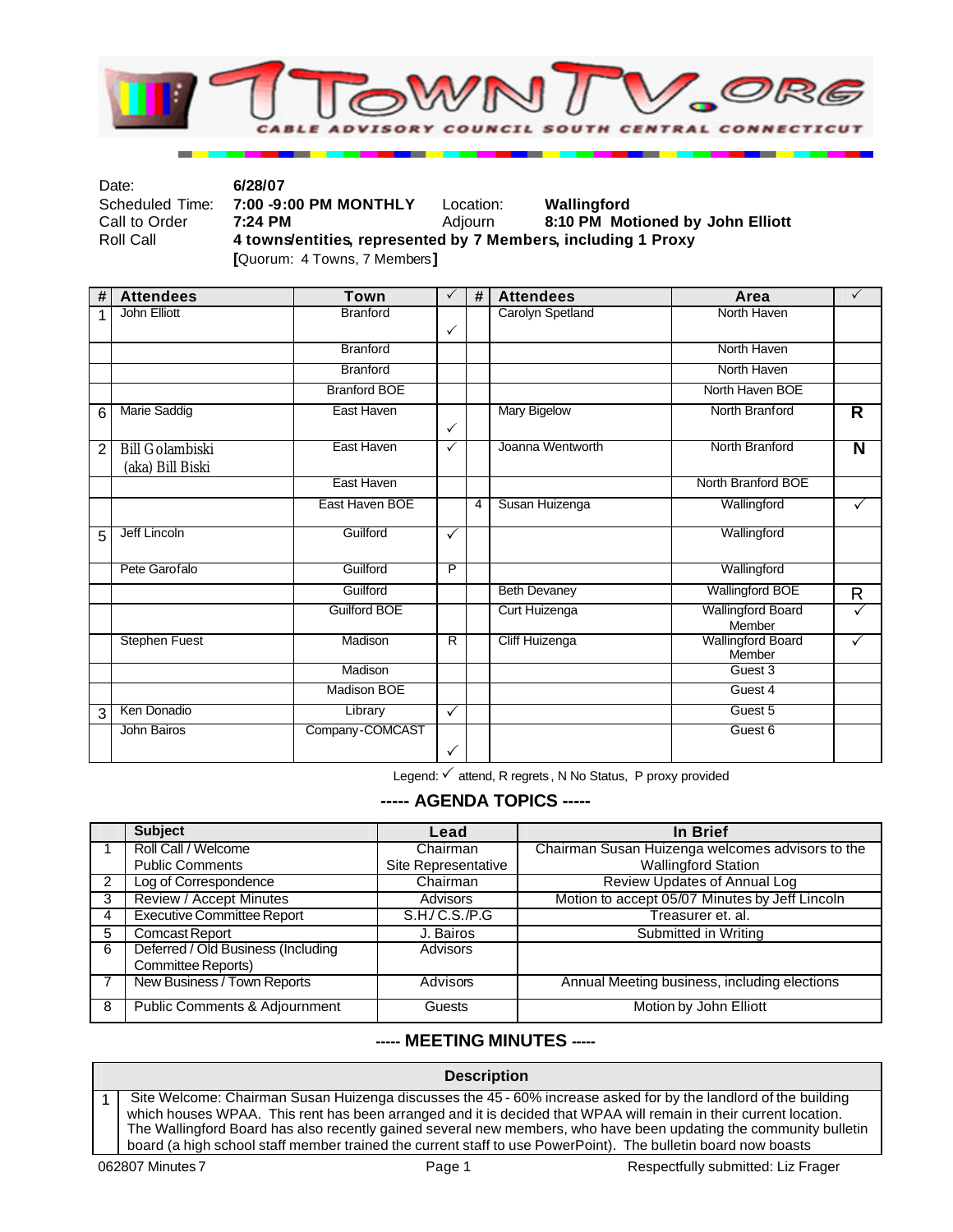# 1TOWNTV.ORG

CABLE ADVISORY COUNCIL SOUTH CENTRAL CONNECTICUT

| | | | |
|---|---|---|---|
| Date: | **6/28/07** | | |
| Scheduled Time: | **7:00 -9:00 PM MONTHLY** | Location: | **Wallingford** |
| Call to Order | **7:24 PM** | Adjourn | **8:10 PM Motioned by John Elliott** |
| Roll Call | **4 towns/entities, represented by 7 Members, including 1 Proxy** | | |
| | **[**Quorum: 4 Towns, 7 Members**]** | | |

| # | Attendees | Town | ✓ | # | Attendees | Area | ✓ |
|---|---|---|---|---|---|---|---|
| 1 | John Elliott | Branford | ✓ | | Carolyn Spetland | North Haven | |
| | | Branford | | | | North Haven | |
| | | Branford | | | | North Haven | |
| | | Branford BOE | | | | North Haven BOE | |
| 6 | Marie Saddig | East Haven | ✓ | | Mary Bigelow | North Branford | R |
| 2 | Bill Golambiski (aka) Bill Biski | East Haven | ✓ | | Joanna Wentworth | North Branford | N |
| | | East Haven | | | | North Branford BOE | |
| | | East Haven BOE | | 4 | Susan Huizenga | Wallingford | ✓ |
| 5 | Jeff Lincoln | Guilford | ✓ | | | Wallingford | |
| | Pete Garofalo | Guilford | P | | | Wallingford | |
| | | Guilford | | | Beth Devaney | Wallingford BOE | R |
| | | Guilford BOE | | | Curt Huizenga | Wallingford Board Member | ✓ |
| | Stephen Fuest | Madison | R | | Cliff Huizenga | Wallingford Board Member | ✓ |
| | | Madison | | | | Guest 3 | |
| | | Madison BOE | | | | Guest 4 | |
| 3 | Ken Donadio | Library | ✓ | | | Guest 5 | |
| | John Bairos | Company-COMCAST | ✓ | | | Guest 6 | |

Legend: ✓ attend, R regrets, N No Status, P proxy provided

## ----- AGENDA TOPICS -----

| | Subject | Lead | In Brief |
|---|---|---|---|
| 1 | Roll Call / Welcome<br>Public Comments | Chairman<br>Site Representative | Chairman Susan Huizenga welcomes advisors to the Wallingford Station |
| 2 | Log of Correspondence | Chairman | Review Updates of Annual Log |
| 3 | Review / Accept Minutes | Advisors | Motion to accept 05/07 Minutes by Jeff Lincoln |
| 4 | Executive Committee Report | S.H./C.S./P.G | Treasurer et. al. |
| 5 | Comcast Report | J. Bairos | Submitted in Writing |
| 6 | Deferred / Old Business (Including Committee Reports) | Advisors | |
| 7 | New Business / Town Reports | Advisors | Annual Meeting business, including elections |
| 8 | Public Comments & Adjournment | Guests | Motion by John Elliott |

## ----- MEETING MINUTES -----

| | Description |
|---|---|
| 1 | Site Welcome: Chairman Susan Huizenga discusses the 45 - 60% increase asked for by the landlord of the building which houses WPAA. This rent has been arranged and it is decided that WPAA will remain in their current location. The Wallingford Board has also recently gained several new members, who have been updating the community bulletin board (a high school staff member trained the current staff to use PowerPoint). The bulletin board now boasts |

062807 Minutes 7 Respectfully submitted: Liz Frager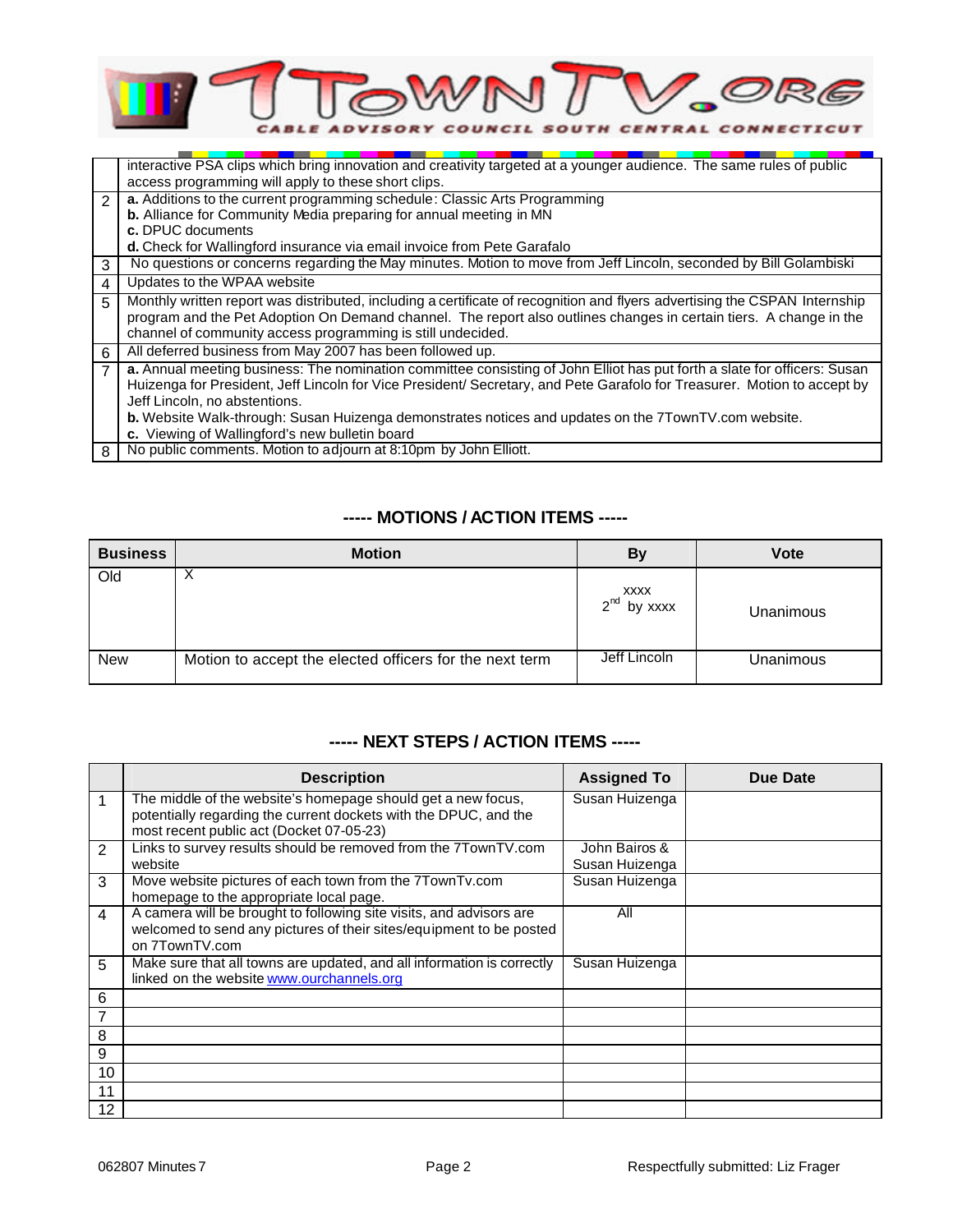| | |
|---|---|
| | interactive PSA clips which bring innovation and creativity targeted at a younger audience. The same rules of public access programming will apply to these short clips. |
| 2 | **a.** Additions to the current programming schedule: Classic Arts Programming<br>**b.** Alliance for Community Media preparing for annual meeting in MN<br>**c.** DPUC documents<br>**d.** Check for Wallingford insurance via email invoice from Pete Garafalo |
| 3 | No questions or concerns regarding the May minutes. Motion to move from Jeff Lincoln, seconded by Bill Golambiski |
| 4 | Updates to the WPAA website |
| 5 | Monthly written report was distributed, including a certificate of recognition and flyers advertising the CSPAN Internship program and the Pet Adoption On Demand channel. The report also outlines changes in certain tiers. A change in the channel of community access programming is still undecided. |
| 6 | All deferred business from May 2007 has been followed up. |
| 7 | **a.** Annual meeting business: The nomination committee consisting of John Elliot has put forth a slate for officers: Susan Huizenga for President, Jeff Lincoln for Vice President/ Secretary, and Pete Garafolo for Treasurer. Motion to accept by Jeff Lincoln, no abstentions.<br>**b.** Website Walk-through: Susan Huizenga demonstrates notices and updates on the 7TownTV.com website.<br>**c.** Viewing of Wallingford's new bulletin board |
| 8 | No public comments. Motion to adjourn at 8:10pm by John Elliott. |

## ----- MOTIONS / ACTION ITEMS -----

| Business | Motion | By | Vote |
|---|---|---|---|
| Old | X | xxxx<br>2nd by xxxx | Unanimous |
| New | Motion to accept the elected officers for the next term | Jeff Lincoln | Unanimous |

## ----- NEXT STEPS / ACTION ITEMS -----

| | Description | Assigned To | Due Date |
|---|---|---|---|
| 1 | The middle of the website's homepage should get a new focus, potentially regarding the current dockets with the DPUC, and the most recent public act (Docket 07-05-23) | Susan Huizenga | |
| 2 | Links to survey results should be removed from the 7TownTV.com website | John Bairos & Susan Huizenga | |
| 3 | Move website pictures of each town from the 7TownTv.com homepage to the appropriate local page. | Susan Huizenga | |
| 4 | A camera will be brought to following site visits, and advisors are welcomed to send any pictures of their sites/equipment to be posted on 7TownTV.com | All | |
| 5 | Make sure that all towns are updated, and all information is correctly linked on the website www.ourchannels.org | Susan Huizenga | |
| 6 | | | |
| 7 | | | |
| 8 | | | |
| 9 | | | |
| 10 | | | |
| 11 | | | |
| 12 | | | |

062807 Minutes 7 — Respectfully submitted: Liz Frager